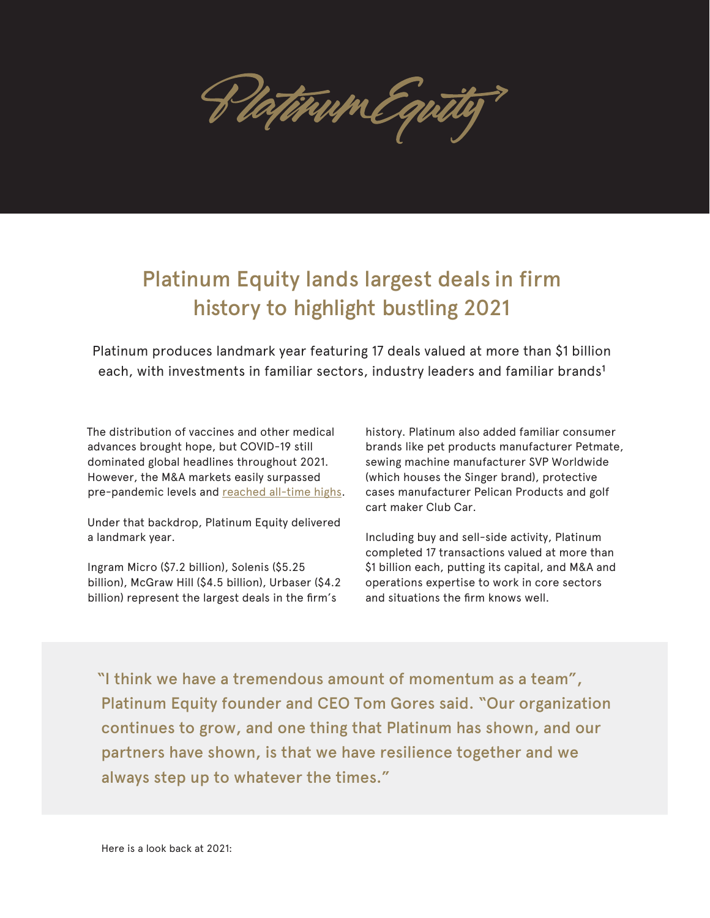Platinum Equity

# Platinum Equity lands largest deals in firm history to highlight bustling 2021

Platinum produces landmark year featuring 17 deals valued at more than $1 billion each, with investments in familiar sectors, industry leaders and familiar brands[1]

The distribution of vaccines and other medical advances brought hope, but COVID-19 still dominated global headlines throughout 2021. However, the M&A markets easily surpassed pre-pandemic levels and reached all-time highs.

Under that backdrop, Platinum Equity delivered a landmark year.

Ingram Micro ($7.2 billion), Solenis ($5.25 billion), McGraw Hill ($4.5 billion), Urbaser ($4.2 billion) represent the largest deals in the firm's history. Platinum also added familiar consumer brands like pet products manufacturer Petmate, sewing machine manufacturer SVP Worldwide (which houses the Singer brand), protective cases manufacturer Pelican Products and golf cart maker Club Car.

Including buy and sell-side activity, Platinum completed 17 transactions valued at more than $1 billion each, putting its capital, and M&A and operations expertise to work in core sectors and situations the firm knows well.

> "I think we have a tremendous amount of momentum as a team", Platinum Equity founder and CEO Tom Gores said. "Our organization continues to grow, and one thing that Platinum has shown, and our partners have shown, is that we have resilience together and we always step up to whatever the times."

Here is a look back at 2021: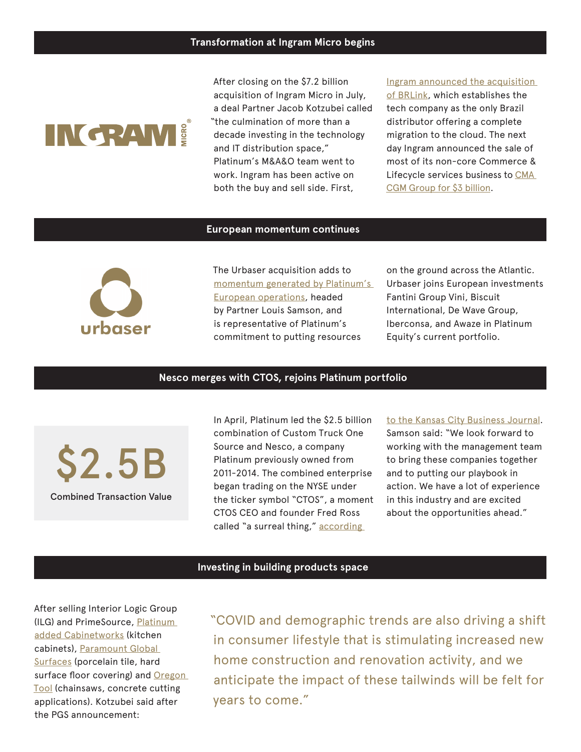## Transformation at Ingram Micro begins

After closing on the $7.2 billion acquisition of Ingram Micro in July, a deal Partner Jacob Kotzubei called "the culmination of more than a decade investing in the technology and IT distribution space," Platinum's M&A&O team went to work. Ingram has been active on both the buy and sell side. First, Ingram announced the acquisition of BRLink, which establishes the tech company as the only Brazil distributor offering a complete migration to the cloud. The next day Ingram announced the sale of most of its non-core Commerce & Lifecycle services business to CMA CGM Group for $3 billion.

## European momentum continues

The Urbaser acquisition adds to momentum generated by Platinum's European operations, headed by Partner Louis Samson, and is representative of Platinum's commitment to putting resources on the ground across the Atlantic. Urbaser joins European investments Fantini Group Vini, Biscuit International, De Wave Group, Iberconsa, and Awaze in Platinum Equity's current portfolio.

## Nesco merges with CTOS, rejoins Platinum portfolio

**$2.5B**

Combined Transaction Value

In April, Platinum led the $2.5 billion combination of Custom Truck One Source and Nesco, a company Platinum previously owned from 2011-2014. The combined enterprise began trading on the NYSE under the ticker symbol "CTOS", a moment CTOS CEO and founder Fred Ross called "a surreal thing," according to the Kansas City Business Journal. Samson said: "We look forward to working with the management team to bring these companies together and to putting our playbook in action. We have a lot of experience in this industry and are excited about the opportunities ahead."

## Investing in building products space

After selling Interior Logic Group (ILG) and PrimeSource, Platinum added Cabinetworks (kitchen cabinets), Paramount Global Surfaces (porcelain tile, hard surface floor covering) and Oregon Tool (chainsaws, concrete cutting applications). Kotzubei said after the PGS announcement:

"COVID and demographic trends are also driving a shift in consumer lifestyle that is stimulating increased new home construction and renovation activity, and we anticipate the impact of these tailwinds will be felt for years to come."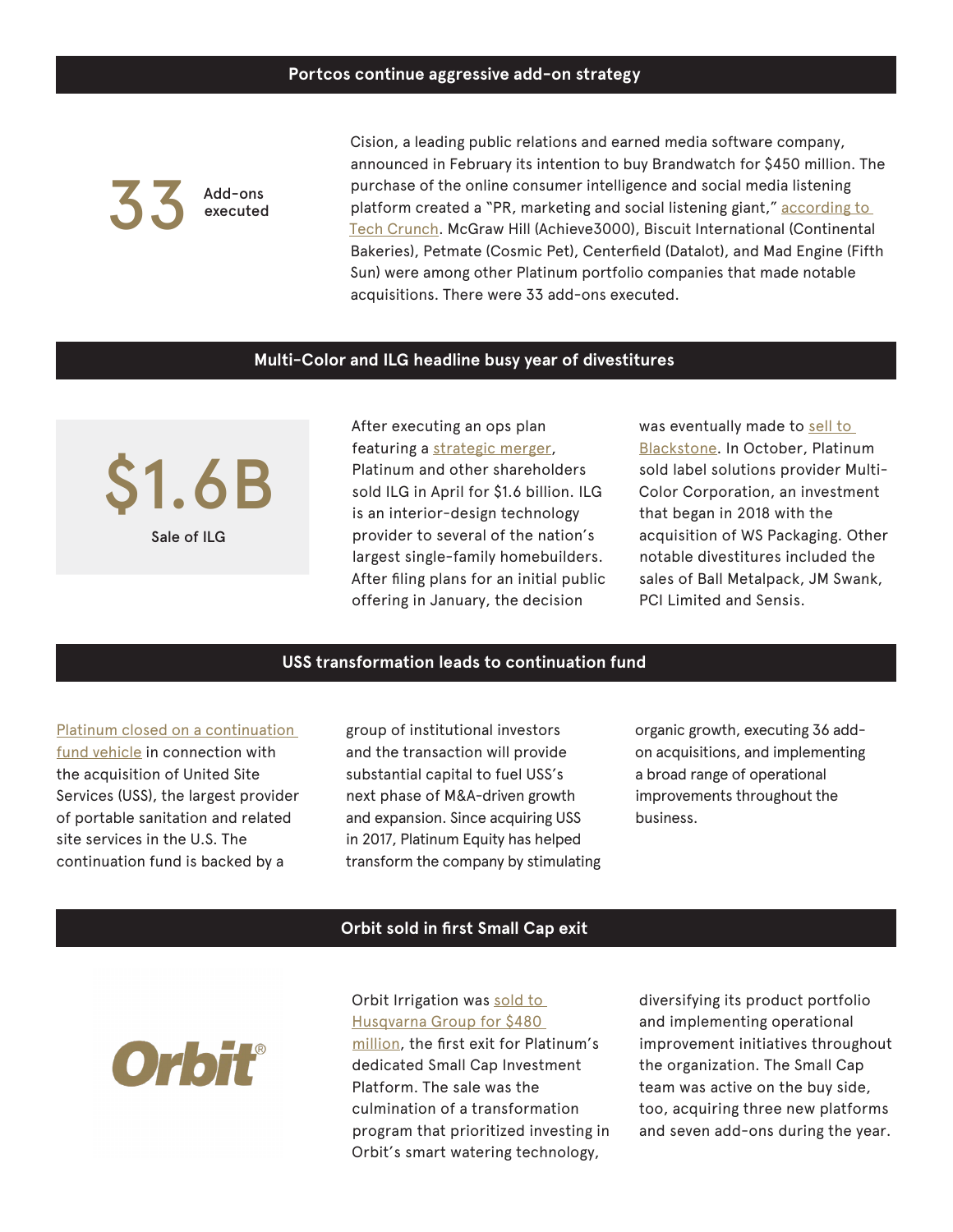## Portcos continue aggressive add-on strategy

**33** Add-ons executed

Cision, a leading public relations and earned media software company, announced in February its intention to buy Brandwatch for $450 million. The purchase of the online consumer intelligence and social media listening platform created a "PR, marketing and social listening giant," according to Tech Crunch. McGraw Hill (Achieve3000), Biscuit International (Continental Bakeries), Petmate (Cosmic Pet), Centerfield (Datalot), and Mad Engine (Fifth Sun) were among other Platinum portfolio companies that made notable acquisitions. There were 33 add-ons executed.

## Multi-Color and ILG headline busy year of divestitures

**$1.6B** Sale of ILG

After executing an ops plan featuring a strategic merger, Platinum and other shareholders sold ILG in April for $1.6 billion. ILG is an interior-design technology provider to several of the nation's largest single-family homebuilders. After filing plans for an initial public offering in January, the decision was eventually made to sell to Blackstone. In October, Platinum sold label solutions provider Multi-Color Corporation, an investment that began in 2018 with the acquisition of WS Packaging. Other notable divestitures included the sales of Ball Metalpack, JM Swank, PCI Limited and Sensis.

## USS transformation leads to continuation fund

Platinum closed on a continuation fund vehicle in connection with the acquisition of United Site Services (USS), the largest provider of portable sanitation and related site services in the U.S. The continuation fund is backed by a group of institutional investors and the transaction will provide substantial capital to fuel USS's next phase of M&A-driven growth and expansion. Since acquiring USS in 2017, Platinum Equity has helped transform the company by stimulating organic growth, executing 36 add-on acquisitions, and implementing a broad range of operational improvements throughout the business.

## Orbit sold in first Small Cap exit

Orbit®

Orbit Irrigation was sold to Husqvarna Group for $480 million, the first exit for Platinum's dedicated Small Cap Investment Platform. The sale was the culmination of a transformation program that prioritized investing in Orbit's smart watering technology, diversifying its product portfolio and implementing operational improvement initiatives throughout the organization. The Small Cap team was active on the buy side, too, acquiring three new platforms and seven add-ons during the year.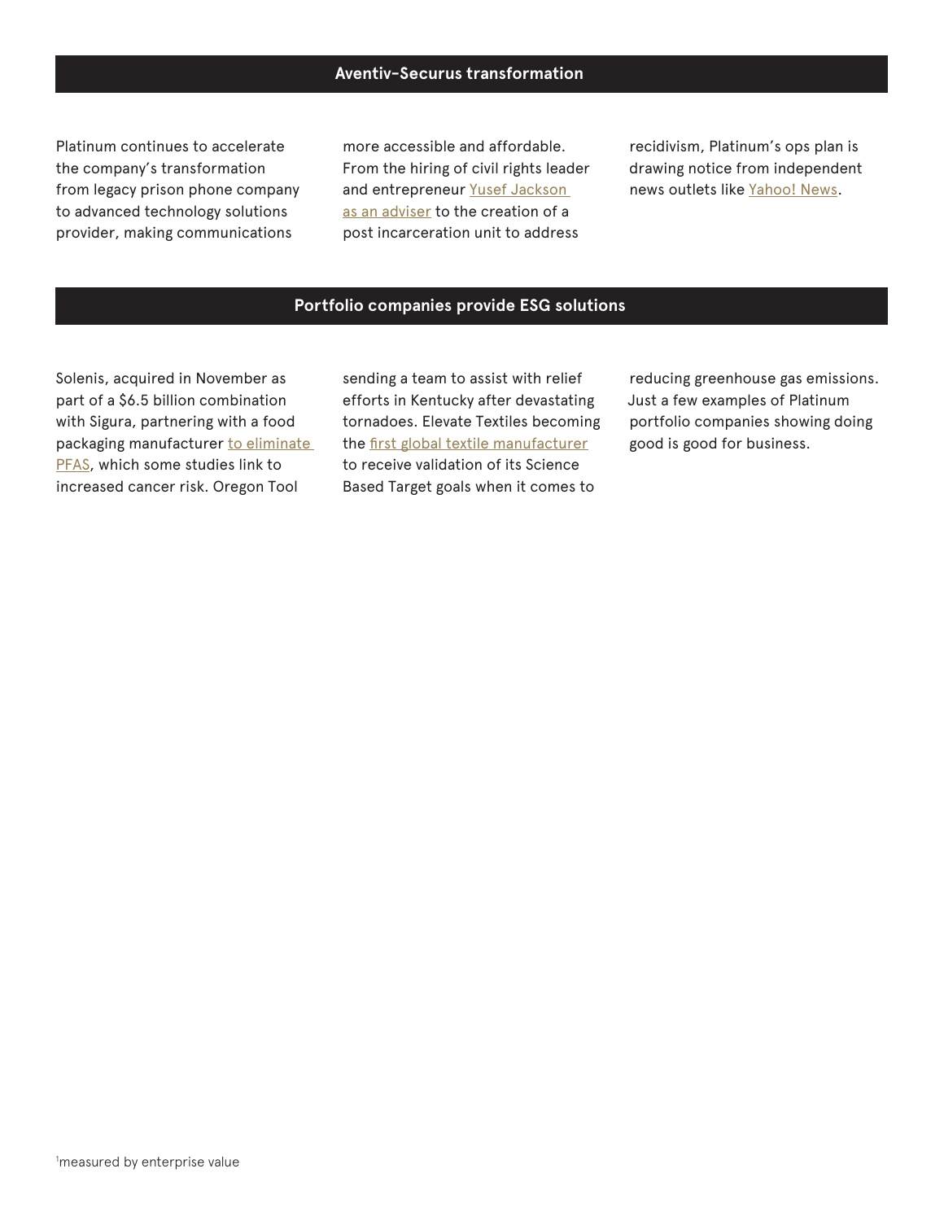## Aventiv-Securus transformation

Platinum continues to accelerate the company's transformation from legacy prison phone company to advanced technology solutions provider, making communications more accessible and affordable. From the hiring of civil rights leader and entrepreneur Yusef Jackson as an adviser to the creation of a post incarceration unit to address recidivism, Platinum's ops plan is drawing notice from independent news outlets like Yahoo! News.

## Portfolio companies provide ESG solutions

Solenis, acquired in November as part of a $6.5 billion combination with Sigura, partnering with a food packaging manufacturer to eliminate PFAS, which some studies link to increased cancer risk. Oregon Tool sending a team to assist with relief efforts in Kentucky after devastating tornadoes. Elevate Textiles becoming the first global textile manufacturer to receive validation of its Science Based Target goals when it comes to reducing greenhouse gas emissions. Just a few examples of Platinum portfolio companies showing doing good is good for business.

[1]measured by enterprise value